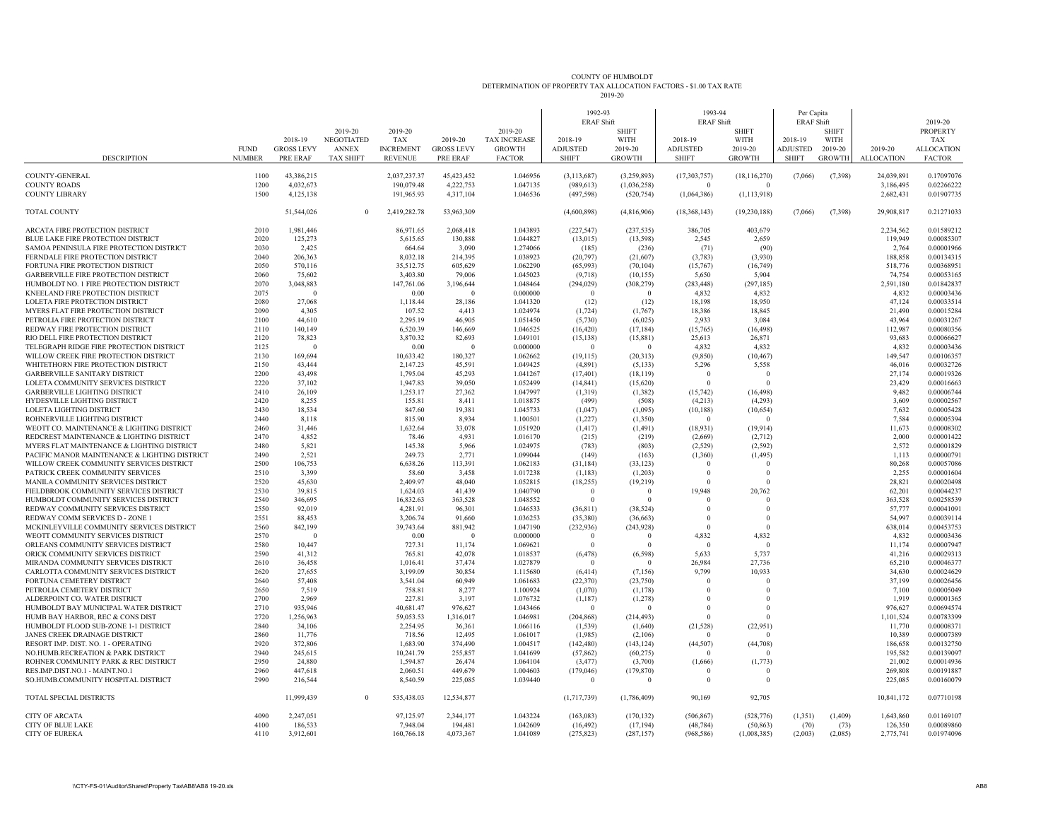# COUNTY OF HUMBOLDT
## DETERMINATION OF PROPERTY TAX ALLOCATION FACTORS - $1.00 TAX RATE
### 2019-20

| DESCRIPTION | FUND NUMBER | 2018-19 GROSS LEVY PRE ERAF | 2019-20 NEGOTIATED ANNEX TAX SHIFT | 2019-20 TAX INCREMENT REVENUE | 2019-20 GROSS LEVY PRE ERAF | 2019-20 TAX INCREASE GROWTH FACTOR | 1992-93 ERAF Shift 2018-19 ADJUSTED SHIFT | 1992-93 ERAF Shift SHIFT WITH 2019-20 GROWTH | 1993-94 ERAF Shift 2018-19 ADJUSTED SHIFT | 1993-94 ERAF Shift SHIFT WITH 2019-20 GROWTH | Per Capita ERAF Shift 2018-19 ADJUSTED SHIFT | Per Capita ERAF Shift SHIFT WITH 2019-20 GROWTH | 2019-20 ALLOCATION | 2019-20 PROPERTY TAX ALLOCATION FACTOR |
|---|---|---|---|---|---|---|---|---|---|---|---|---|---|---|
| COUNTY-GENERAL | 1100 | 43,386,215 | | 2,037,237.37 | 45,423,452 | 1.046956 | (3,113,687) | (3,259,893) | (17,303,757) | (18,116,270) | (7,066) | (7,398) | 24,039,891 | 0.17097076 |
| COUNTY ROADS | 1200 | 4,032,673 | | 190,079.48 | 4,222,753 | 1.047135 | (989,613) | (1,036,258) | 0 | 0 | | | 3,186,495 | 0.02266222 |
| COUNTY LIBRARY | 1500 | 4,125,138 | | 191,965.93 | 4,317,104 | 1.046536 | (497,598) | (520,754) | (1,064,386) | (1,113,918) | | | 2,682,431 | 0.01907735 |
| TOTAL COUNTY | | 51,544,026 | 0 | 2,419,282.78 | 53,963,309 | | (4,600,898) | (4,816,906) | (18,368,143) | (19,230,188) | (7,066) | (7,398) | 29,908,817 | 0.21271033 |
| ARCATA FIRE PROTECTION DISTRICT | 2010 | 1,981,446 | | 86,971.65 | 2,068,418 | 1.043893 | (227,547) | (237,535) | 386,705 | 403,679 | | | 2,234,562 | 0.01589212 |
| BLUE LAKE FIRE PROTECTION DISTRICT | 2020 | 125,273 | | 5,615.65 | 130,888 | 1.044827 | (13,015) | (13,598) | 2,545 | 2,659 | | | 119,949 | 0.00085307 |
| SAMOA PENINSULA FIRE PROTECTION DISTRICT | 2030 | 2,425 | | 664.64 | 3,090 | 1.274066 | (185) | (236) | (71) | (90) | | | 2,764 | 0.00001966 |
| FERNDALE FIRE PROTECTION DISTRICT | 2040 | 206,363 | | 8,032.18 | 214,395 | 1.038923 | (20,797) | (21,607) | (3,783) | (3,930) | | | 188,858 | 0.00134315 |
| FORTUNA FIRE PROTECTION DISTRICT | 2050 | 570,116 | | 35,512.75 | 605,629 | 1.062290 | (65,993) | (70,104) | (15,767) | (16,749) | | | 518,776 | 0.00368951 |
| GARBERVILLE FIRE PROTECTION DISTRICT | 2060 | 75,602 | | 3,403.80 | 79,006 | 1.045023 | (9,718) | (10,155) | 5,650 | 5,904 | | | 74,754 | 0.00053165 |
| HUMBOLDT NO. 1 FIRE PROTECTION DISTRICT | 2070 | 3,048,883 | | 147,761.06 | 3,196,644 | 1.048464 | (294,029) | (308,279) | (283,448) | (297,185) | | | 2,591,180 | 0.01842837 |
| KNEELAND FIRE PROTECTION DISTRICT | 2075 | 0 | | 0.00 | 0 | 0.000000 | 0 | 0 | 4,832 | 4,832 | | | 4,832 | 0.00003436 |
| LOLETA FIRE PROTECTION DISTRICT | 2080 | 27,068 | | 1,118.44 | 28,186 | 1.041320 | (12) | (12) | 18,198 | 18,950 | | | 47,124 | 0.00033514 |
| MYERS FLAT FIRE PROTECTION DISTRICT | 2090 | 4,305 | | 107.52 | 4,413 | 1.024974 | (1,724) | (1,767) | 18,386 | 18,845 | | | 21,490 | 0.00015284 |
| PETROLIA FIRE PROTECTION DISTRICT | 2100 | 44,610 | | 2,295.19 | 46,905 | 1.051450 | (5,730) | (6,025) | 2,933 | 3,084 | | | 43,964 | 0.00031267 |
| REDWAY FIRE PROTECTION DISTRICT | 2110 | 140,149 | | 6,520.39 | 146,669 | 1.046525 | (16,420) | (17,184) | (15,765) | (16,498) | | | 112,987 | 0.00080356 |
| RIO DELL FIRE PROTECTION DISTRICT | 2120 | 78,823 | | 3,870.32 | 82,693 | 1.049101 | (15,138) | (15,881) | 25,613 | 26,871 | | | 93,683 | 0.00066627 |
| TELEGRAPH RIDGE FIRE PROTECTION DISTRICT | 2125 | 0 | | 0.00 | 0 | 0.000000 | 0 | 0 | 4,832 | 4,832 | | | 4,832 | 0.00003436 |
| WILLOW CREEK FIRE PROTECTION DISTRICT | 2130 | 169,694 | | 10,633.42 | 180,327 | 1.062662 | (19,115) | (20,313) | (9,850) | (10,467) | | | 149,547 | 0.00106357 |
| WHITETHORN FIRE PROTECTION DISTRICT | 2150 | 43,444 | | 2,147.23 | 45,591 | 1.049425 | (4,891) | (5,133) | 5,296 | 5,558 | | | 46,016 | 0.00032726 |
| GARBERVILLE SANITARY DISTRICT | 2200 | 43,498 | | 1,795.04 | 45,293 | 1.041267 | (17,401) | (18,119) | 0 | 0 | | | 27,174 | 0.00019326 |
| LOLETA COMMUNITY SERVICES DISTRICT | 2220 | 37,102 | | 1,947.83 | 39,050 | 1.052499 | (14,841) | (15,620) | 0 | 0 | | | 23,429 | 0.00016663 |
| GARBERVILLE LIGHTING DISTRICT | 2410 | 26,109 | | 1,253.17 | 27,362 | 1.047997 | (1,319) | (1,382) | (15,742) | (16,498) | | | 9,482 | 0.00006744 |
| HYDESVILLE LIGHTING DISTRICT | 2420 | 8,255 | | 155.81 | 8,411 | 1.018875 | (499) | (508) | (4,213) | (4,293) | | | 3,609 | 0.00002567 |
| LOLETA LIGHTING DISTRICT | 2430 | 18,534 | | 847.60 | 19,381 | 1.045733 | (1,047) | (1,095) | (10,188) | (10,654) | | | 7,632 | 0.00005428 |
| ROHNERVILLE LIGHTING DISTRICT | 2440 | 8,118 | | 815.90 | 8,934 | 1.100501 | (1,227) | (1,350) | 0 | 0 | | | 7,584 | 0.00005394 |
| WEOTT CO. MAINTENANCE & LIGHTING DISTRICT | 2460 | 31,446 | | 1,632.64 | 33,078 | 1.051920 | (1,417) | (1,491) | (18,931) | (19,914) | | | 11,673 | 0.00008302 |
| REDCREST MAINTENANCE & LIGHTING DISTRICT | 2470 | 4,852 | | 78.46 | 4,931 | 1.016170 | (215) | (219) | (2,669) | (2,712) | | | 2,000 | 0.00001422 |
| MYERS FLAT MAINTENANCE & LIGHTING DISTRICT | 2480 | 5,821 | | 145.38 | 5,966 | 1.024975 | (783) | (803) | (2,529) | (2,592) | | | 2,572 | 0.00001829 |
| PACIFIC MANOR MAINTENANCE & LIGHTING DISTRICT | 2490 | 2,521 | | 249.73 | 2,771 | 1.099044 | (149) | (163) | (1,360) | (1,495) | | | 1,113 | 0.00000791 |
| WILLOW CREEK COMMUNITY SERVICES DISTRICT | 2500 | 106,753 | | 6,638.26 | 113,391 | 1.062183 | (31,184) | (33,123) | 0 | 0 | | | 80,268 | 0.00057086 |
| PATRICK CREEK COMMUNITY SERVICES | 2510 | 3,399 | | 58.60 | 3,458 | 1.017238 | (1,183) | (1,203) | 0 | 0 | | | 2,255 | 0.00001604 |
| MANILA COMMUNITY SERVICES DISTRICT | 2520 | 45,630 | | 2,409.97 | 48,040 | 1.052815 | (18,255) | (19,219) | 0 | 0 | | | 28,821 | 0.00020498 |
| FIELDBROOK COMMUNITY SERVICES DISTRICT | 2530 | 39,815 | | 1,624.03 | 41,439 | 1.040790 | 0 | 0 | 19,948 | 20,762 | | | 62,201 | 0.00044237 |
| HUMBOLDT COMMUNITY SERVICES DISTRICT | 2540 | 346,695 | | 16,832.63 | 363,528 | 1.048552 | 0 | 0 | 0 | 0 | | | 363,528 | 0.00258539 |
| REDWAY COMMUNITY SERVICES DISTRICT | 2550 | 92,019 | | 4,281.91 | 96,301 | 1.046533 | (36,811) | (38,524) | 0 | 0 | | | 57,777 | 0.00041091 |
| REDWAY COMM SERVICES D - ZONE 1 | 2551 | 88,453 | | 3,206.74 | 91,660 | 1.036253 | (35,380) | (36,663) | 0 | 0 | | | 54,997 | 0.00039114 |
| MCKINLEYVILLE COMMUNITY SERVICES DISTRICT | 2560 | 842,199 | | 39,743.64 | 881,942 | 1.047190 | (232,936) | (243,928) | 0 | 0 | | | 638,014 | 0.00453753 |
| WEOTT COMMUNITY SERVICES DISTRICT | 2570 | 0 | | 0.00 | 0 | 0.000000 | 0 | 0 | 4,832 | 4,832 | | | 4,832 | 0.00003436 |
| ORLEANS COMMUNITY SERVICES DISTRICT | 2580 | 10,447 | | 727.31 | 11,174 | 1.069621 | 0 | 0 | 0 | 0 | | | 11,174 | 0.00007947 |
| ORICK COMMUNITY SERVICES DISTRICT | 2590 | 41,312 | | 765.81 | 42,078 | 1.018537 | (6,478) | (6,598) | 5,633 | 5,737 | | | 41,216 | 0.00029313 |
| MIRANDA COMMUNITY SERVICES DISTRICT | 2610 | 36,458 | | 1,016.41 | 37,474 | 1.027879 | 0 | 0 | 26,984 | 27,736 | | | 65,210 | 0.00046377 |
| CARLOTTA COMMUNITY SERVICES DISTRICT | 2620 | 27,655 | | 3,199.09 | 30,854 | 1.115680 | (6,414) | (7,156) | 9,799 | 10,933 | | | 34,630 | 0.00024629 |
| FORTUNA CEMETERY DISTRICT | 2640 | 57,408 | | 3,541.04 | 60,949 | 1.061683 | (22,370) | (23,750) | 0 | 0 | | | 37,199 | 0.00026456 |
| PETROLIA CEMETERY DISTRICT | 2650 | 7,519 | | 758.81 | 8,277 | 1.100924 | (1,070) | (1,178) | 0 | 0 | | | 7,100 | 0.00005049 |
| ALDERPOINT CO. WATER DISTRICT | 2700 | 2,969 | | 227.81 | 3,197 | 1.076732 | (1,187) | (1,278) | 0 | 0 | | | 1,919 | 0.00001365 |
| HUMBOLDT BAY MUNICIPAL WATER DISTRICT | 2710 | 935,946 | | 40,681.47 | 976,627 | 1.043466 | 0 | 0 | 0 | 0 | | | 976,627 | 0.00694574 |
| HUMB BAY HARBOR, REC & CONS DIST | 2720 | 1,256,963 | | 59,053.53 | 1,316,017 | 1.046981 | (204,868) | (214,493) | 0 | 0 | | | 1,101,524 | 0.00783399 |
| HUMBOLDT FLOOD SUB-ZONE 1-1 DISTRICT | 2840 | 34,106 | | 2,254.95 | 36,361 | 1.066116 | (1,539) | (1,640) | (21,528) | (22,951) | | | 11,770 | 0.00008371 |
| JANES CREEK DRAINAGE DISTRICT | 2860 | 11,776 | | 718.56 | 12,495 | 1.061017 | (1,985) | (2,106) | 0 | 0 | | | 10,389 | 0.00007389 |
| RESORT IMP. DIST. NO. 1 - OPERATING | 2920 | 372,806 | | 1,683.90 | 374,490 | 1.004517 | (142,480) | (143,124) | (44,507) | (44,708) | | | 186,658 | 0.00132750 |
| NO.HUMB.RECREATION & PARK DISTRICT | 2940 | 245,615 | | 10,241.79 | 255,857 | 1.041699 | (57,862) | (60,275) | 0 | 0 | | | 195,582 | 0.00139097 |
| ROHNER COMMUNITY PARK & REC DISTRICT | 2950 | 24,880 | | 1,594.87 | 26,474 | 1.064104 | (3,477) | (3,700) | (1,666) | (1,773) | | | 21,002 | 0.00014936 |
| RES.IMP.DIST.NO.1 - MAINT.NO.1 | 2960 | 447,618 | | 2,060.51 | 449,679 | 1.004603 | (179,046) | (179,870) | 0 | 0 | | | 269,808 | 0.00191887 |
| SO.HUMB.COMMUNITY HOSPITAL DISTRICT | 2990 | 216,544 | | 8,540.59 | 225,085 | 1.039440 | 0 | 0 | 0 | 0 | | | 225,085 | 0.00160079 |
| TOTAL SPECIAL DISTRICTS | | 11,999,439 | 0 | 535,438.03 | 12,534,877 | | (1,717,739) | (1,786,409) | 90,169 | 92,705 | | | 10,841,172 | 0.07710198 |
| CITY OF ARCATA | 4090 | 2,247,051 | | 97,125.97 | 2,344,177 | 1.043224 | (163,083) | (170,132) | (506,867) | (528,776) | (1,351) | (1,409) | 1,643,860 | 0.01169107 |
| CITY OF BLUE LAKE | 4100 | 186,533 | | 7,948.04 | 194,481 | 1.042609 | (16,492) | (17,194) | (48,784) | (50,863) | (70) | (73) | 126,350 | 0.00089860 |
| CITY OF EUREKA | 4110 | 3,912,601 | | 160,766.18 | 4,073,367 | 1.041089 | (275,823) | (287,157) | (968,586) | (1,008,385) | (2,003) | (2,085) | 2,775,741 | 0.01974096 |

\\CTY-FS-01\Auditor\Shared\Property Tax\AB8\AB8 19-20.xls

AB8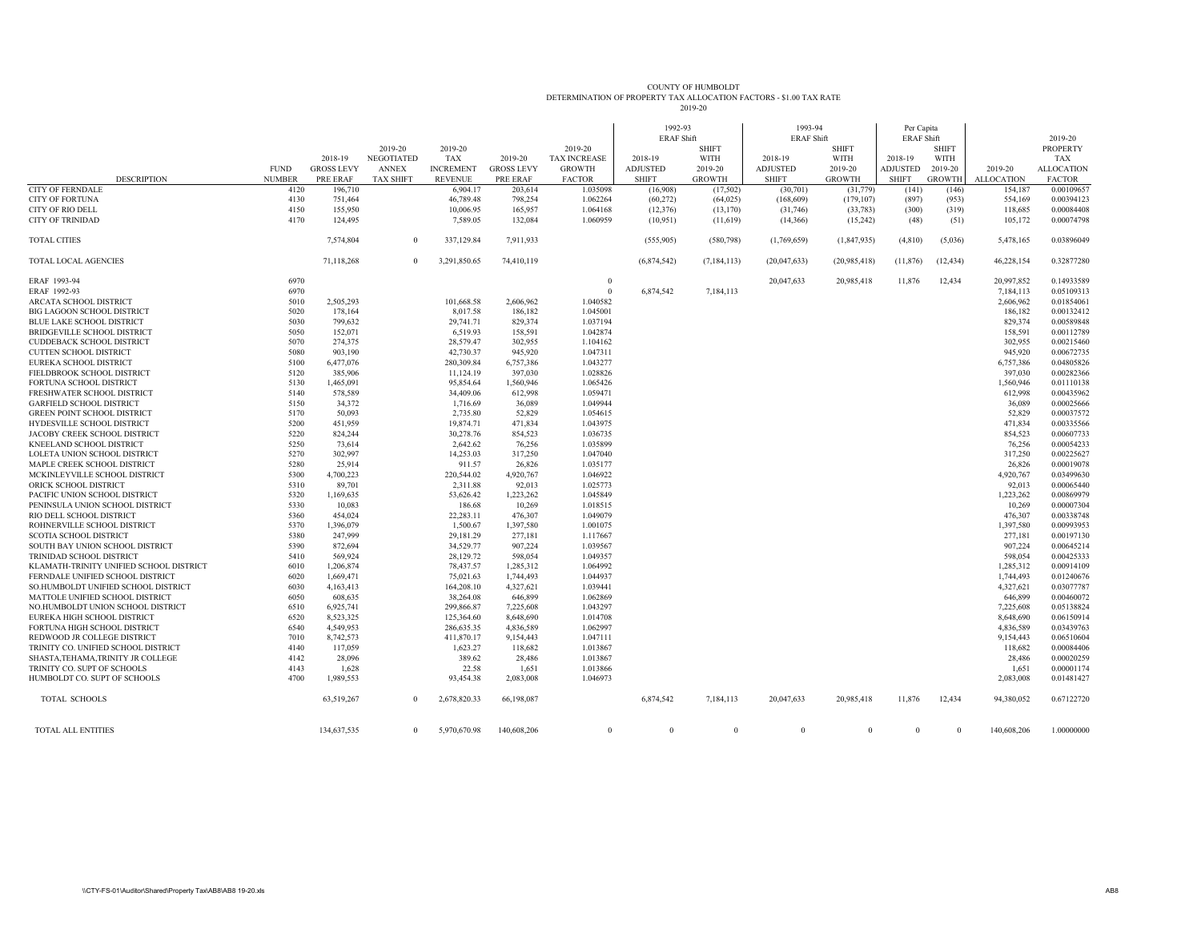COUNTY OF HUMBOLDT
DETERMINATION OF PROPERTY TAX ALLOCATION FACTORS - $1.00 TAX RATE
2019-20

| DESCRIPTION | FUND NUMBER | 2018-19 GROSS LEVY PRE ERAF | 2019-20 NEGOTIATED ANNEX TAX SHIFT | 2019-20 TAX INCREMENT REVENUE | 2019-20 GROSS LEVY PRE ERAF | 2019-20 TAX INCREASE GROWTH FACTOR | 1992-93 ERAF Shift 2018-19 ADJUSTED SHIFT | 1992-93 ERAF Shift SHIFT WITH 2019-20 GROWTH | 1993-94 ERAF Shift 2018-19 ADJUSTED SHIFT | 1993-94 ERAF Shift SHIFT WITH 2019-20 GROWTH | Per Capita ERAF Shift 2018-19 ADJUSTED SHIFT | Per Capita ERAF Shift SHIFT WITH 2019-20 GROWTH | 2019-20 ALLOCATION | 2019-20 PROPERTY TAX ALLOCATION FACTOR |
|---|---|---|---|---|---|---|---|---|---|---|---|---|---|---|
| CITY OF FERNDALE | 4120 | 196,710 | | 6,904.17 | 203,614 | 1.035098 | (16,908) | (17,502) | (30,701) | (31,779) | (141) | (146) | 154,187 | 0.00109657 |
| CITY OF FORTUNA | 4130 | 751,464 | | 46,789.48 | 798,254 | 1.062264 | (60,272) | (64,025) | (168,609) | (179,107) | (897) | (953) | 554,169 | 0.00394123 |
| CITY OF RIO DELL | 4150 | 155,950 | | 10,006.95 | 165,957 | 1.064168 | (12,376) | (13,170) | (31,746) | (33,783) | (300) | (319) | 118,685 | 0.00084408 |
| CITY OF TRINIDAD | 4170 | 124,495 | | 7,589.05 | 132,084 | 1.060959 | (10,951) | (11,619) | (14,366) | (15,242) | (48) | (51) | 105,172 | 0.00074798 |
| TOTAL CITIES | | 7,574,804 | 0 | 337,129.84 | 7,911,933 | | (555,905) | (580,798) | (1,769,659) | (1,847,935) | (4,810) | (5,036) | 5,478,165 | 0.03896049 |
| TOTAL LOCAL AGENCIES | | 71,118,268 | 0 | 3,291,850.65 | 74,410,119 | | (6,874,542) | (7,184,113) | (20,047,633) | (20,985,418) | (11,876) | (12,434) | 46,228,154 | 0.32877280 |
| ERAF 1993-94 | 6970 | | | | | 0 | | | 20,047,633 | 20,985,418 | 11,876 | 12,434 | 20,997,852 | 0.14933589 |
| ERAF 1992-93 | 6970 | | | | | 0 | 6,874,542 | 7,184,113 | | | | | 7,184,113 | 0.05109313 |
| ARCATA SCHOOL DISTRICT | 5010 | 2,505,293 | | 101,668.58 | 2,606,962 | 1.040582 | | | | | | | 2,606,962 | 0.01854061 |
| BIG LAGOON SCHOOL DISTRICT | 5020 | 178,164 | | 8,017.58 | 186,182 | 1.045001 | | | | | | | 186,182 | 0.00132412 |
| BLUE LAKE SCHOOL DISTRICT | 5030 | 799,632 | | 29,741.71 | 829,374 | 1.037194 | | | | | | | 829,374 | 0.00589848 |
| BRIDGEVILLE SCHOOL DISTRICT | 5050 | 152,071 | | 6,519.93 | 158,591 | 1.042874 | | | | | | | 158,591 | 0.00112789 |
| CUDDEBACK SCHOOL DISTRICT | 5070 | 274,375 | | 28,579.47 | 302,955 | 1.104162 | | | | | | | 302,955 | 0.00215460 |
| CUTTEN SCHOOL DISTRICT | 5080 | 903,190 | | 42,730.37 | 945,920 | 1.047311 | | | | | | | 945,920 | 0.00672735 |
| EUREKA SCHOOL DISTRICT | 5100 | 6,477,076 | | 280,309.84 | 6,757,386 | 1.043277 | | | | | | | 6,757,386 | 0.04805826 |
| FIELDBROOK SCHOOL DISTRICT | 5120 | 385,906 | | 11,124.19 | 397,030 | 1.028826 | | | | | | | 397,030 | 0.00282366 |
| FORTUNA SCHOOL DISTRICT | 5130 | 1,465,091 | | 95,854.64 | 1,560,946 | 1.065426 | | | | | | | 1,560,946 | 0.01110138 |
| FRESHWATER SCHOOL DISTRICT | 5140 | 578,589 | | 34,409.06 | 612,998 | 1.059471 | | | | | | | 612,998 | 0.00435962 |
| GARFIELD SCHOOL DISTRICT | 5150 | 34,372 | | 1,716.69 | 36,089 | 1.049944 | | | | | | | 36,089 | 0.00025666 |
| GREEN POINT SCHOOL DISTRICT | 5170 | 50,093 | | 2,735.80 | 52,829 | 1.054615 | | | | | | | 52,829 | 0.00037572 |
| HYDESVILLE SCHOOL DISTRICT | 5200 | 451,959 | | 19,874.71 | 471,834 | 1.043975 | | | | | | | 471,834 | 0.00335566 |
| JACOBY CREEK SCHOOL DISTRICT | 5220 | 824,244 | | 30,278.76 | 854,523 | 1.036735 | | | | | | | 854,523 | 0.00607733 |
| KNEELAND SCHOOL DISTRICT | 5250 | 73,614 | | 2,642.62 | 76,256 | 1.035899 | | | | | | | 76,256 | 0.00054233 |
| LOLETA UNION SCHOOL DISTRICT | 5270 | 302,997 | | 14,253.03 | 317,250 | 1.047040 | | | | | | | 317,250 | 0.00225627 |
| MAPLE CREEK SCHOOL DISTRICT | 5280 | 25,914 | | 911.57 | 26,826 | 1.035177 | | | | | | | 26,826 | 0.00019078 |
| MCKINLEYVILLE SCHOOL DISTRICT | 5300 | 4,700,223 | | 220,544.02 | 4,920,767 | 1.046922 | | | | | | | 4,920,767 | 0.03499630 |
| ORICK SCHOOL DISTRICT | 5310 | 89,701 | | 2,311.88 | 92,013 | 1.025773 | | | | | | | 92,013 | 0.00065440 |
| PACIFIC UNION SCHOOL DISTRICT | 5320 | 1,169,635 | | 53,626.42 | 1,223,262 | 1.045849 | | | | | | | 1,223,262 | 0.00869979 |
| PENINSULA UNION SCHOOL DISTRICT | 5330 | 10,083 | | 186.68 | 10,269 | 1.018515 | | | | | | | 10,269 | 0.00007304 |
| RIO DELL SCHOOL DISTRICT | 5360 | 454,024 | | 22,283.11 | 476,307 | 1.049079 | | | | | | | 476,307 | 0.00338748 |
| ROHNERVILLE SCHOOL DISTRICT | 5370 | 1,396,079 | | 1,500.67 | 1,397,580 | 1.001075 | | | | | | | 1,397,580 | 0.00993953 |
| SCOTIA SCHOOL DISTRICT | 5380 | 247,999 | | 29,181.29 | 277,181 | 1.117667 | | | | | | | 277,181 | 0.00197130 |
| SOUTH BAY UNION SCHOOL DISTRICT | 5390 | 872,694 | | 34,529.77 | 907,224 | 1.039567 | | | | | | | 907,224 | 0.00645214 |
| TRINIDAD SCHOOL DISTRICT | 5410 | 569,924 | | 28,129.72 | 598,054 | 1.049357 | | | | | | | 598,054 | 0.00425333 |
| KLAMATH-TRINITY UNIFIED SCHOOL DISTRICT | 6010 | 1,206,874 | | 78,437.57 | 1,285,312 | 1.064992 | | | | | | | 1,285,312 | 0.00914109 |
| FERNDALE UNIFIED SCHOOL DISTRICT | 6020 | 1,669,471 | | 75,021.63 | 1,744,493 | 1.044937 | | | | | | | 1,744,493 | 0.01240676 |
| SO.HUMBOLDT UNIFIED SCHOOL DISTRICT | 6030 | 4,163,413 | | 164,208.10 | 4,327,621 | 1.039441 | | | | | | | 4,327,621 | 0.03077787 |
| MATTOLE UNIFIED SCHOOL DISTRICT | 6050 | 608,635 | | 38,264.08 | 646,899 | 1.062869 | | | | | | | 646,899 | 0.00460072 |
| NO.HUMBOLDT UNION SCHOOL DISTRICT | 6510 | 6,925,741 | | 299,866.87 | 7,225,608 | 1.043297 | | | | | | | 7,225,608 | 0.05138824 |
| EUREKA HIGH SCHOOL DISTRICT | 6520 | 8,523,325 | | 125,364.60 | 8,648,690 | 1.014708 | | | | | | | 8,648,690 | 0.06150914 |
| FORTUNA HIGH SCHOOL DISTRICT | 6540 | 4,549,953 | | 286,635.35 | 4,836,589 | 1.062997 | | | | | | | 4,836,589 | 0.03439763 |
| REDWOOD JR COLLEGE DISTRICT | 7010 | 8,742,573 | | 411,870.17 | 9,154,443 | 1.047111 | | | | | | | 9,154,443 | 0.06510604 |
| TRINITY CO. UNIFIED SCHOOL DISTRICT | 4140 | 117,059 | | 1,623.27 | 118,682 | 1.013867 | | | | | | | 118,682 | 0.00084406 |
| SHASTA,TEHAMA,TRINITY JR COLLEGE | 4142 | 28,096 | | 389.62 | 28,486 | 1.013867 | | | | | | | 28,486 | 0.00020259 |
| TRINITY CO. SUPT OF SCHOOLS | 4143 | 1,628 | | 22.58 | 1,651 | 1.013866 | | | | | | | 1,651 | 0.00001174 |
| HUMBOLDT CO. SUPT OF SCHOOLS | 4700 | 1,989,553 | | 93,454.38 | 2,083,008 | 1.046973 | | | | | | | 2,083,008 | 0.01481427 |
| TOTAL SCHOOLS | | 63,519,267 | 0 | 2,678,820.33 | 66,198,087 | | 6,874,542 | 7,184,113 | 20,047,633 | 20,985,418 | 11,876 | 12,434 | 94,380,052 | 0.67122720 |
| TOTAL ALL ENTITIES | | 134,637,535 | 0 | 5,970,670.98 | 140,608,206 | 0 | 0 | 0 | 0 | 0 | 0 | 0 | 140,608,206 | 1.00000000 |

\\CTY-FS-01\Auditor\Shared\Property Tax\AB8\AB8 19-20.xls AB8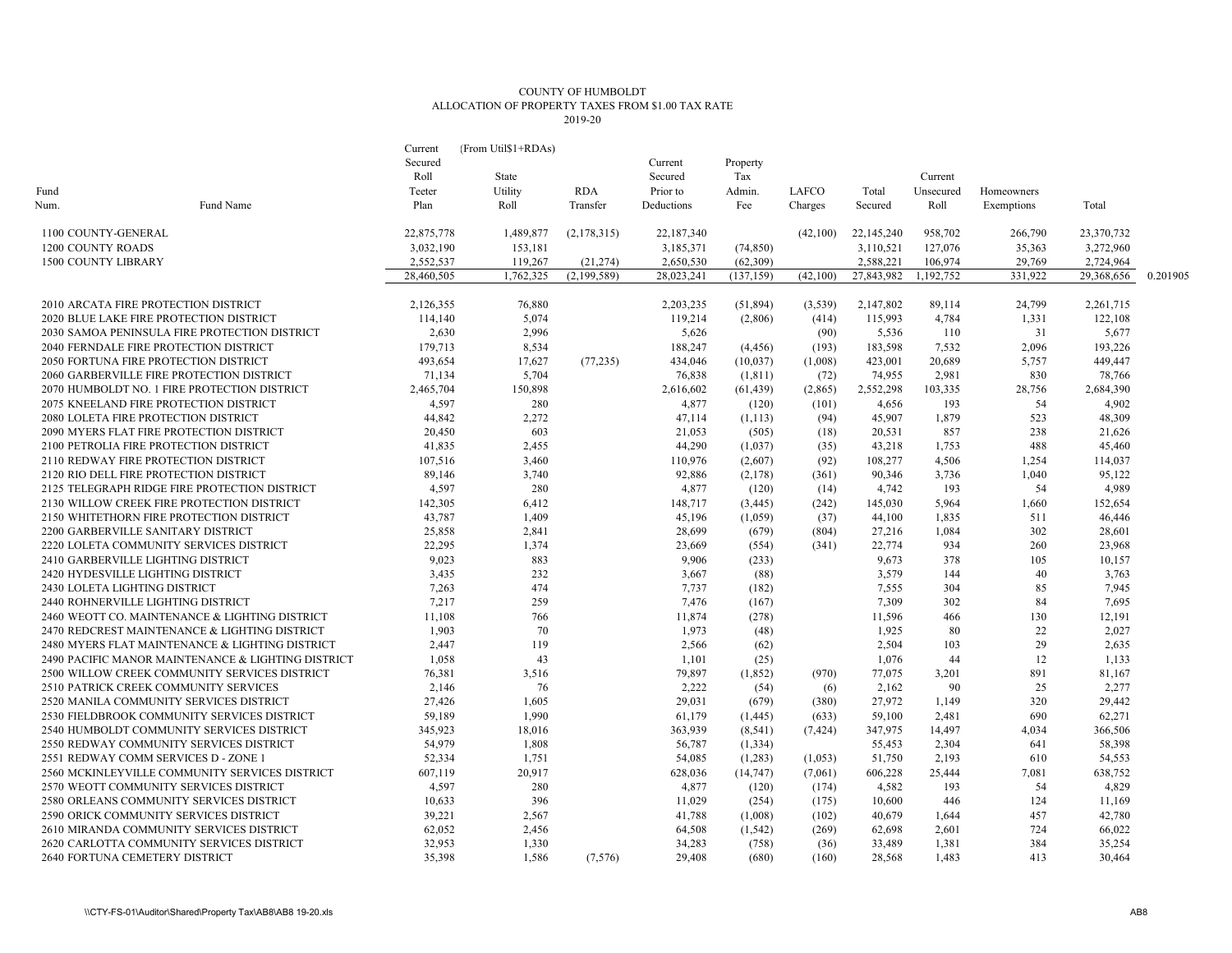COUNTY OF HUMBOLDT
ALLOCATION OF PROPERTY TAXES FROM $1.00 TAX RATE
2019-20

| Fund Num. | Fund Name | Current Secured Roll Teeter Plan | (From Util$1+RDAs) State Utility Roll | RDA Transfer | Current Secured Prior to Deductions | Property Tax Admin. Fee | LAFCO Charges | Total Secured | Current Unsecured Roll | Homeowners Exemptions | Total | |
|---|---|---|---|---|---|---|---|---|---|---|---|---|
| 1100 | COUNTY-GENERAL | 22,875,778 | 1,489,877 | (2,178,315) | 22,187,340 | | (42,100) | 22,145,240 | 958,702 | 266,790 | 23,370,732 | |
| 1200 | COUNTY ROADS | 3,032,190 | 153,181 | | 3,185,371 | (74,850) | | 3,110,521 | 127,076 | 35,363 | 3,272,960 | |
| 1500 | COUNTY LIBRARY | 2,552,537 | 119,267 | (21,274) | 2,650,530 | (62,309) | | 2,588,221 | 106,974 | 29,769 | 2,724,964 | |
| | | 28,460,505 | 1,762,325 | (2,199,589) | 28,023,241 | (137,159) | (42,100) | 27,843,982 | 1,192,752 | 331,922 | 29,368,656 | 0.201905 |
| 2010 | ARCATA FIRE PROTECTION DISTRICT | 2,126,355 | 76,880 | | 2,203,235 | (51,894) | (3,539) | 2,147,802 | 89,114 | 24,799 | 2,261,715 | |
| 2020 | BLUE LAKE FIRE PROTECTION DISTRICT | 114,140 | 5,074 | | 119,214 | (2,806) | (414) | 115,993 | 4,784 | 1,331 | 122,108 | |
| 2030 | SAMOA PENINSULA FIRE PROTECTION DISTRICT | 2,630 | 2,996 | | 5,626 | | (90) | 5,536 | 110 | 31 | 5,677 | |
| 2040 | FERNDALE FIRE PROTECTION DISTRICT | 179,713 | 8,534 | | 188,247 | (4,456) | (193) | 183,598 | 7,532 | 2,096 | 193,226 | |
| 2050 | FORTUNA FIRE PROTECTION DISTRICT | 493,654 | 17,627 | (77,235) | 434,046 | (10,037) | (1,008) | 423,001 | 20,689 | 5,757 | 449,447 | |
| 2060 | GARBERVILLE FIRE PROTECTION DISTRICT | 71,134 | 5,704 | | 76,838 | (1,811) | (72) | 74,955 | 2,981 | 830 | 78,766 | |
| 2070 | HUMBOLDT NO. 1 FIRE PROTECTION DISTRICT | 2,465,704 | 150,898 | | 2,616,602 | (61,439) | (2,865) | 2,552,298 | 103,335 | 28,756 | 2,684,390 | |
| 2075 | KNEELAND FIRE PROTECTION DISTRICT | 4,597 | 280 | | 4,877 | (120) | (101) | 4,656 | 193 | 54 | 4,902 | |
| 2080 | LOLETA FIRE PROTECTION DISTRICT | 44,842 | 2,272 | | 47,114 | (1,113) | (94) | 45,907 | 1,879 | 523 | 48,309 | |
| 2090 | MYERS FLAT FIRE PROTECTION DISTRICT | 20,450 | 603 | | 21,053 | (505) | (18) | 20,531 | 857 | 238 | 21,626 | |
| 2100 | PETROLIA FIRE PROTECTION DISTRICT | 41,835 | 2,455 | | 44,290 | (1,037) | (35) | 43,218 | 1,753 | 488 | 45,460 | |
| 2110 | REDWAY FIRE PROTECTION DISTRICT | 107,516 | 3,460 | | 110,976 | (2,607) | (92) | 108,277 | 4,506 | 1,254 | 114,037 | |
| 2120 | RIO DELL FIRE PROTECTION DISTRICT | 89,146 | 3,740 | | 92,886 | (2,178) | (361) | 90,346 | 3,736 | 1,040 | 95,122 | |
| 2125 | TELEGRAPH RIDGE FIRE PROTECTION DISTRICT | 4,597 | 280 | | 4,877 | (120) | (14) | 4,742 | 193 | 54 | 4,989 | |
| 2130 | WILLOW CREEK FIRE PROTECTION DISTRICT | 142,305 | 6,412 | | 148,717 | (3,445) | (242) | 145,030 | 5,964 | 1,660 | 152,654 | |
| 2150 | WHITETHORN FIRE PROTECTION DISTRICT | 43,787 | 1,409 | | 45,196 | (1,059) | (37) | 44,100 | 1,835 | 511 | 46,446 | |
| 2200 | GARBERVILLE SANITARY DISTRICT | 25,858 | 2,841 | | 28,699 | (679) | (804) | 27,216 | 1,084 | 302 | 28,601 | |
| 2220 | LOLETA COMMUNITY SERVICES DISTRICT | 22,295 | 1,374 | | 23,669 | (554) | (341) | 22,774 | 934 | 260 | 23,968 | |
| 2410 | GARBERVILLE LIGHTING DISTRICT | 9,023 | 883 | | 9,906 | (233) | | 9,673 | 378 | 105 | 10,157 | |
| 2420 | HYDESVILLE LIGHTING DISTRICT | 3,435 | 232 | | 3,667 | (88) | | 3,579 | 144 | 40 | 3,763 | |
| 2430 | LOLETA LIGHTING DISTRICT | 7,263 | 474 | | 7,737 | (182) | | 7,555 | 304 | 85 | 7,945 | |
| 2440 | ROHNERVILLE LIGHTING DISTRICT | 7,217 | 259 | | 7,476 | (167) | | 7,309 | 302 | 84 | 7,695 | |
| 2460 | WEOTT CO. MAINTENANCE & LIGHTING DISTRICT | 11,108 | 766 | | 11,874 | (278) | | 11,596 | 466 | 130 | 12,191 | |
| 2470 | REDCREST MAINTENANCE & LIGHTING DISTRICT | 1,903 | 70 | | 1,973 | (48) | | 1,925 | 80 | 22 | 2,027 | |
| 2480 | MYERS FLAT MAINTENANCE & LIGHTING DISTRICT | 2,447 | 119 | | 2,566 | (62) | | 2,504 | 103 | 29 | 2,635 | |
| 2490 | PACIFIC MANOR MAINTENANCE & LIGHTING DISTRICT | 1,058 | 43 | | 1,101 | (25) | | 1,076 | 44 | 12 | 1,133 | |
| 2500 | WILLOW CREEK COMMUNITY SERVICES DISTRICT | 76,381 | 3,516 | | 79,897 | (1,852) | (970) | 77,075 | 3,201 | 891 | 81,167 | |
| 2510 | PATRICK CREEK COMMUNITY SERVICES | 2,146 | 76 | | 2,222 | (54) | (6) | 2,162 | 90 | 25 | 2,277 | |
| 2520 | MANILA COMMUNITY SERVICES DISTRICT | 27,426 | 1,605 | | 29,031 | (679) | (380) | 27,972 | 1,149 | 320 | 29,442 | |
| 2530 | FIELDBROOK COMMUNITY SERVICES DISTRICT | 59,189 | 1,990 | | 61,179 | (1,445) | (633) | 59,100 | 2,481 | 690 | 62,271 | |
| 2540 | HUMBOLDT COMMUNITY SERVICES DISTRICT | 345,923 | 18,016 | | 363,939 | (8,541) | (7,424) | 347,975 | 14,497 | 4,034 | 366,506 | |
| 2550 | REDWAY COMMUNITY SERVICES DISTRICT | 54,979 | 1,808 | | 56,787 | (1,334) | | 55,453 | 2,304 | 641 | 58,398 | |
| 2551 | REDWAY COMM SERVICES D - ZONE 1 | 52,334 | 1,751 | | 54,085 | (1,283) | (1,053) | 51,750 | 2,193 | 610 | 54,553 | |
| 2560 | MCKINLEYVILLE COMMUNITY SERVICES DISTRICT | 607,119 | 20,917 | | 628,036 | (14,747) | (7,061) | 606,228 | 25,444 | 7,081 | 638,752 | |
| 2570 | WEOTT COMMUNITY SERVICES DISTRICT | 4,597 | 280 | | 4,877 | (120) | (174) | 4,582 | 193 | 54 | 4,829 | |
| 2580 | ORLEANS COMMUNITY SERVICES DISTRICT | 10,633 | 396 | | 11,029 | (254) | (175) | 10,600 | 446 | 124 | 11,169 | |
| 2590 | ORICK COMMUNITY SERVICES DISTRICT | 39,221 | 2,567 | | 41,788 | (1,008) | (102) | 40,679 | 1,644 | 457 | 42,780 | |
| 2610 | MIRANDA COMMUNITY SERVICES DISTRICT | 62,052 | 2,456 | | 64,508 | (1,542) | (269) | 62,698 | 2,601 | 724 | 66,022 | |
| 2620 | CARLOTTA COMMUNITY SERVICES DISTRICT | 32,953 | 1,330 | | 34,283 | (758) | (36) | 33,489 | 1,381 | 384 | 35,254 | |
| 2640 | FORTUNA CEMETERY DISTRICT | 35,398 | 1,586 | (7,576) | 29,408 | (680) | (160) | 28,568 | 1,483 | 413 | 30,464 | |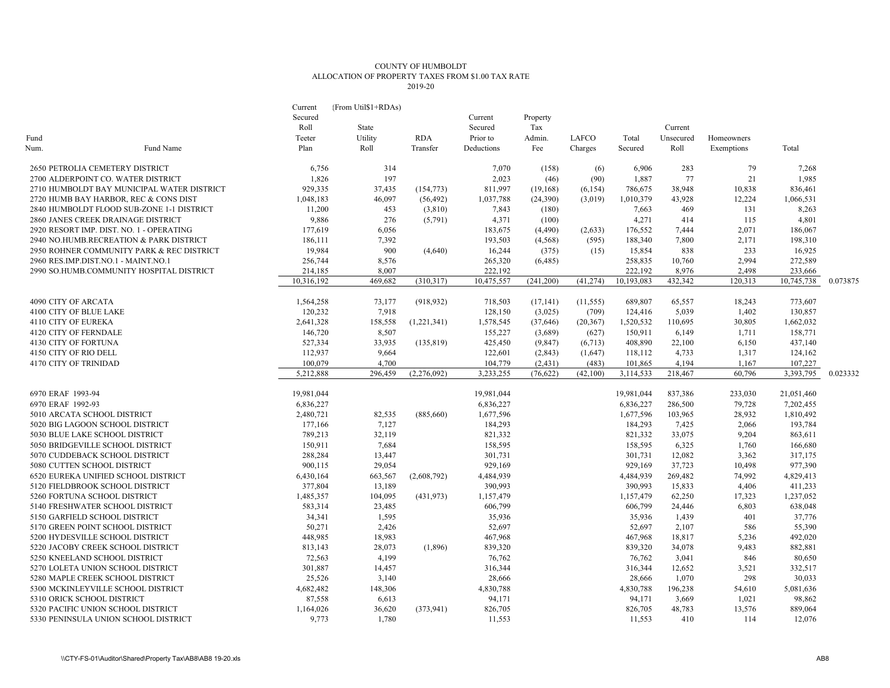COUNTY OF HUMBOLDT
ALLOCATION OF PROPERTY TAXES FROM $1.00 TAX RATE
2019-20

| Fund Num. | Fund Name | Current Secured Roll Teeter Plan | (From Util$1+RDAs) State Utility Roll | RDA Transfer | Current Secured Prior to Deductions | Property Tax Admin. Fee | LAFCO Charges | Total Secured | Current Unsecured Roll | Homeowners Exemptions | Total | |
|---|---|---|---|---|---|---|---|---|---|---|---|---|
| 2650 | PETROLIA CEMETERY DISTRICT | 6,756 | 314 | | 7,070 | (158) | (6) | 6,906 | 283 | 79 | 7,268 | |
| 2700 | ALDERPOINT CO. WATER DISTRICT | 1,826 | 197 | | 2,023 | (46) | (90) | 1,887 | 77 | 21 | 1,985 | |
| 2710 | HUMBOLDT BAY MUNICIPAL WATER DISTRICT | 929,335 | 37,435 | (154,773) | 811,997 | (19,168) | (6,154) | 786,675 | 38,948 | 10,838 | 836,461 | |
| 2720 | HUMB BAY HARBOR, REC & CONS DIST | 1,048,183 | 46,097 | (56,492) | 1,037,788 | (24,390) | (3,019) | 1,010,379 | 43,928 | 12,224 | 1,066,531 | |
| 2840 | HUMBOLDT FLOOD SUB-ZONE 1-1 DISTRICT | 11,200 | 453 | (3,810) | 7,843 | (180) | | 7,663 | 469 | 131 | 8,263 | |
| 2860 | JANES CREEK DRAINAGE DISTRICT | 9,886 | 276 | (5,791) | 4,371 | (100) | | 4,271 | 414 | 115 | 4,801 | |
| 2920 | RESORT IMP. DIST. NO. 1 - OPERATING | 177,619 | 6,056 | | 183,675 | (4,490) | (2,633) | 176,552 | 7,444 | 2,071 | 186,067 | |
| 2940 | NO.HUMB.RECREATION & PARK DISTRICT | 186,111 | 7,392 | | 193,503 | (4,568) | (595) | 188,340 | 7,800 | 2,171 | 198,310 | |
| 2950 | ROHNER COMMUNITY PARK & REC DISTRICT | 19,984 | 900 | (4,640) | 16,244 | (375) | (15) | 15,854 | 838 | 233 | 16,925 | |
| 2960 | RES.IMP.DIST.NO.1 - MAINT.NO.1 | 256,744 | 8,576 | | 265,320 | (6,485) | | 258,835 | 10,760 | 2,994 | 272,589 | |
| 2990 | SO.HUMB.COMMUNITY HOSPITAL DISTRICT | 214,185 | 8,007 | | 222,192 | | | 222,192 | 8,976 | 2,498 | 233,666 | |
| | | 10,316,192 | 469,682 | (310,317) | 10,475,557 | (241,200) | (41,274) | 10,193,083 | 432,342 | 120,313 | 10,745,738 | 0.073875 |
| 4090 | CITY OF ARCATA | 1,564,258 | 73,177 | (918,932) | 718,503 | (17,141) | (11,555) | 689,807 | 65,557 | 18,243 | 773,607 | |
| 4100 | CITY OF BLUE LAKE | 120,232 | 7,918 | | 128,150 | (3,025) | (709) | 124,416 | 5,039 | 1,402 | 130,857 | |
| 4110 | CITY OF EUREKA | 2,641,328 | 158,558 | (1,221,341) | 1,578,545 | (37,646) | (20,367) | 1,520,532 | 110,695 | 30,805 | 1,662,032 | |
| 4120 | CITY OF FERNDALE | 146,720 | 8,507 | | 155,227 | (3,689) | (627) | 150,911 | 6,149 | 1,711 | 158,771 | |
| 4130 | CITY OF FORTUNA | 527,334 | 33,935 | (135,819) | 425,450 | (9,847) | (6,713) | 408,890 | 22,100 | 6,150 | 437,140 | |
| 4150 | CITY OF RIO DELL | 112,937 | 9,664 | | 122,601 | (2,843) | (1,647) | 118,112 | 4,733 | 1,317 | 124,162 | |
| 4170 | CITY OF TRINIDAD | 100,079 | 4,700 | | 104,779 | (2,431) | (483) | 101,865 | 4,194 | 1,167 | 107,227 | |
| | | 5,212,888 | 296,459 | (2,276,092) | 3,233,255 | (76,622) | (42,100) | 3,114,533 | 218,467 | 60,796 | 3,393,795 | 0.023332 |
| 6970 | ERAF 1993-94 | 19,981,044 | | | 19,981,044 | | | 19,981,044 | 837,386 | 233,030 | 21,051,460 | |
| 6970 | ERAF 1992-93 | 6,836,227 | | | 6,836,227 | | | 6,836,227 | 286,500 | 79,728 | 7,202,455 | |
| 5010 | ARCATA SCHOOL DISTRICT | 2,480,721 | 82,535 | (885,660) | 1,677,596 | | | 1,677,596 | 103,965 | 28,932 | 1,810,492 | |
| 5020 | BIG LAGOON SCHOOL DISTRICT | 177,166 | 7,127 | | 184,293 | | | 184,293 | 7,425 | 2,066 | 193,784 | |
| 5030 | BLUE LAKE SCHOOL DISTRICT | 789,213 | 32,119 | | 821,332 | | | 821,332 | 33,075 | 9,204 | 863,611 | |
| 5050 | BRIDGEVILLE SCHOOL DISTRICT | 150,911 | 7,684 | | 158,595 | | | 158,595 | 6,325 | 1,760 | 166,680 | |
| 5070 | CUDDEBACK SCHOOL DISTRICT | 288,284 | 13,447 | | 301,731 | | | 301,731 | 12,082 | 3,362 | 317,175 | |
| 5080 | CUTTEN SCHOOL DISTRICT | 900,115 | 29,054 | | 929,169 | | | 929,169 | 37,723 | 10,498 | 977,390 | |
| 6520 | EUREKA UNIFIED SCHOOL DISTRICT | 6,430,164 | 663,567 | (2,608,792) | 4,484,939 | | | 4,484,939 | 269,482 | 74,992 | 4,829,413 | |
| 5120 | FIELDBROOK SCHOOL DISTRICT | 377,804 | 13,189 | | 390,993 | | | 390,993 | 15,833 | 4,406 | 411,233 | |
| 5260 | FORTUNA SCHOOL DISTRICT | 1,485,357 | 104,095 | (431,973) | 1,157,479 | | | 1,157,479 | 62,250 | 17,323 | 1,237,052 | |
| 5140 | FRESHWATER SCHOOL DISTRICT | 583,314 | 23,485 | | 606,799 | | | 606,799 | 24,446 | 6,803 | 638,048 | |
| 5150 | GARFIELD SCHOOL DISTRICT | 34,341 | 1,595 | | 35,936 | | | 35,936 | 1,439 | 401 | 37,776 | |
| 5170 | GREEN POINT SCHOOL DISTRICT | 50,271 | 2,426 | | 52,697 | | | 52,697 | 2,107 | 586 | 55,390 | |
| 5200 | HYDESVILLE SCHOOL DISTRICT | 448,985 | 18,983 | | 467,968 | | | 467,968 | 18,817 | 5,236 | 492,020 | |
| 5220 | JACOBY CREEK SCHOOL DISTRICT | 813,143 | 28,073 | (1,896) | 839,320 | | | 839,320 | 34,078 | 9,483 | 882,881 | |
| 5250 | KNEELAND SCHOOL DISTRICT | 72,563 | 4,199 | | 76,762 | | | 76,762 | 3,041 | 846 | 80,650 | |
| 5270 | LOLETA UNION SCHOOL DISTRICT | 301,887 | 14,457 | | 316,344 | | | 316,344 | 12,652 | 3,521 | 332,517 | |
| 5280 | MAPLE CREEK SCHOOL DISTRICT | 25,526 | 3,140 | | 28,666 | | | 28,666 | 1,070 | 298 | 30,033 | |
| 5300 | MCKINLEYVILLE SCHOOL DISTRICT | 4,682,482 | 148,306 | | 4,830,788 | | | 4,830,788 | 196,238 | 54,610 | 5,081,636 | |
| 5310 | ORICK SCHOOL DISTRICT | 87,558 | 6,613 | | 94,171 | | | 94,171 | 3,669 | 1,021 | 98,862 | |
| 5320 | PACIFIC UNION SCHOOL DISTRICT | 1,164,026 | 36,620 | (373,941) | 826,705 | | | 826,705 | 48,783 | 13,576 | 889,064 | |
| 5330 | PENINSULA UNION SCHOOL DISTRICT | 9,773 | 1,780 | | 11,553 | | | 11,553 | 410 | 114 | 12,076 | |

\\CTY-FS-01\Auditor\Shared\Property Tax\AB8\AB8 19-20.xls

AB8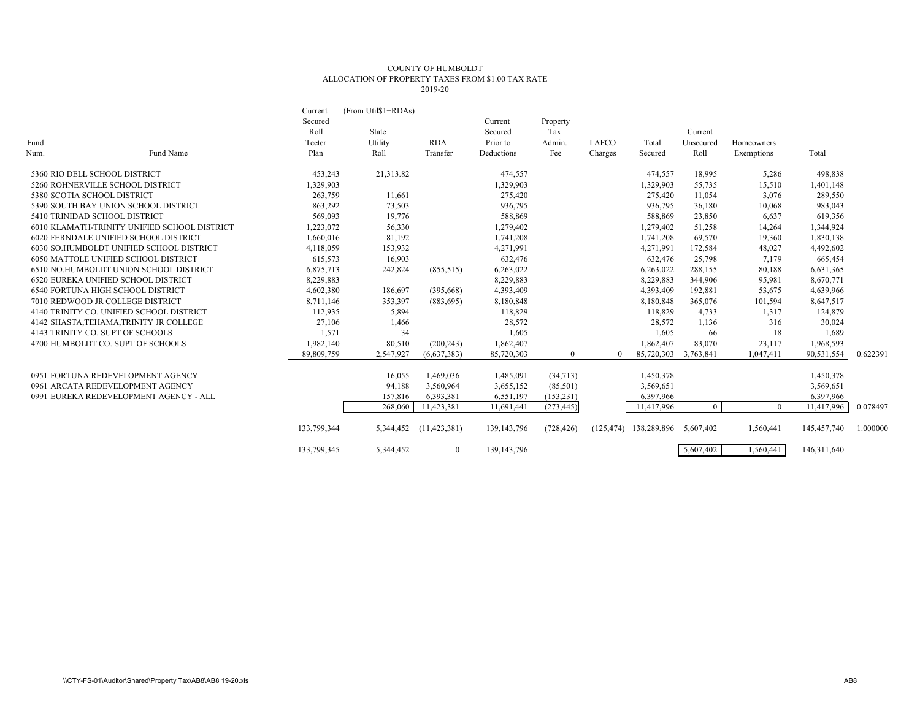# COUNTY OF HUMBOLDT
## ALLOCATION OF PROPERTY TAXES FROM $1.00 TAX RATE
### 2019-20

| Fund Num. | Fund Name | Current Secured Roll Teeter Plan | (From Util$1+RDAs) State Utility Roll | RDA Transfer | Current Secured Prior to Deductions | Property Tax Admin. Fee | LAFCO Charges | Total Secured | Current Unsecured Roll | Homeowners Exemptions | Total | |
|---|---|---|---|---|---|---|---|---|---|---|---|---|
| 5360 | RIO DELL SCHOOL DISTRICT | 453,243 | 21,313.82 | | 474,557 | | | 474,557 | 18,995 | 5,286 | 498,838 | |
| 5260 | ROHNERVILLE SCHOOL DISTRICT | 1,329,903 | | | 1,329,903 | | | 1,329,903 | 55,735 | 15,510 | 1,401,148 | |
| 5380 | SCOTIA SCHOOL DISTRICT | 263,759 | 11,661 | | 275,420 | | | 275,420 | 11,054 | 3,076 | 289,550 | |
| 5390 | SOUTH BAY UNION SCHOOL DISTRICT | 863,292 | 73,503 | | 936,795 | | | 936,795 | 36,180 | 10,068 | 983,043 | |
| 5410 | TRINIDAD SCHOOL DISTRICT | 569,093 | 19,776 | | 588,869 | | | 588,869 | 23,850 | 6,637 | 619,356 | |
| 6010 | KLAMATH-TRINITY UNIFIED SCHOOL DISTRICT | 1,223,072 | 56,330 | | 1,279,402 | | | 1,279,402 | 51,258 | 14,264 | 1,344,924 | |
| 6020 | FERNDALE UNIFIED SCHOOL DISTRICT | 1,660,016 | 81,192 | | 1,741,208 | | | 1,741,208 | 69,570 | 19,360 | 1,830,138 | |
| 6030 | SO.HUMBOLDT UNIFIED SCHOOL DISTRICT | 4,118,059 | 153,932 | | 4,271,991 | | | 4,271,991 | 172,584 | 48,027 | 4,492,602 | |
| 6050 | MATTOLE UNIFIED SCHOOL DISTRICT | 615,573 | 16,903 | | 632,476 | | | 632,476 | 25,798 | 7,179 | 665,454 | |
| 6510 | NO.HUMBOLDT UNION SCHOOL DISTRICT | 6,875,713 | 242,824 | (855,515) | 6,263,022 | | | 6,263,022 | 288,155 | 80,188 | 6,631,365 | |
| 6520 | EUREKA UNIFIED SCHOOL DISTRICT | 8,229,883 | | | 8,229,883 | | | 8,229,883 | 344,906 | 95,981 | 8,670,771 | |
| 6540 | FORTUNA HIGH SCHOOL DISTRICT | 4,602,380 | 186,697 | (395,668) | 4,393,409 | | | 4,393,409 | 192,881 | 53,675 | 4,639,966 | |
| 7010 | REDWOOD JR COLLEGE DISTRICT | 8,711,146 | 353,397 | (883,695) | 8,180,848 | | | 8,180,848 | 365,076 | 101,594 | 8,647,517 | |
| 4140 | TRINITY CO. UNIFIED SCHOOL DISTRICT | 112,935 | 5,894 | | 118,829 | | | 118,829 | 4,733 | 1,317 | 124,879 | |
| 4142 | SHASTA,TEHAMA,TRINITY JR COLLEGE | 27,106 | 1,466 | | 28,572 | | | 28,572 | 1,136 | 316 | 30,024 | |
| 4143 | TRINITY CO. SUPT OF SCHOOLS | 1,571 | 34 | | 1,605 | | | 1,605 | 66 | 18 | 1,689 | |
| 4700 | HUMBOLDT CO. SUPT OF SCHOOLS | 1,982,140 | 80,510 | (200,243) | 1,862,407 | | | 1,862,407 | 83,070 | 23,117 | 1,968,593 | |
| | | 89,809,759 | 2,547,927 | (6,637,383) | 85,720,303 | 0 | 0 | 85,720,303 | 3,763,841 | 1,047,411 | 90,531,554 | 0.622391 |
| 0951 | FORTUNA REDEVELOPMENT AGENCY | | 16,055 | 1,469,036 | 1,485,091 | (34,713) | | 1,450,378 | | | 1,450,378 | |
| 0961 | ARCATA REDEVELOPMENT AGENCY | | 94,188 | 3,560,964 | 3,655,152 | (85,501) | | 3,569,651 | | | 3,569,651 | |
| 0991 | EUREKA REDEVELOPMENT AGENCY - ALL | | 157,816 | 6,393,381 | 6,551,197 | (153,231) | | 6,397,966 | | | 6,397,966 | |
| | | | 268,060 | 11,423,381 | 11,691,441 | (273,445) | | 11,417,996 | 0 | 0 | 11,417,996 | 0.078497 |
| | | 133,799,344 | 5,344,452 | (11,423,381) | 139,143,796 | (728,426) | (125,474) | 138,289,896 | 5,607,402 | 1,560,441 | 145,457,740 | 1.000000 |
| | | 133,799,345 | 5,344,452 | 0 | 139,143,796 | | | | 5,607,402 | 1,560,441 | 146,311,640 | |

\\CTY-FS-01\Auditor\Shared\Property Tax\AB8\AB8 19-20.xls AB8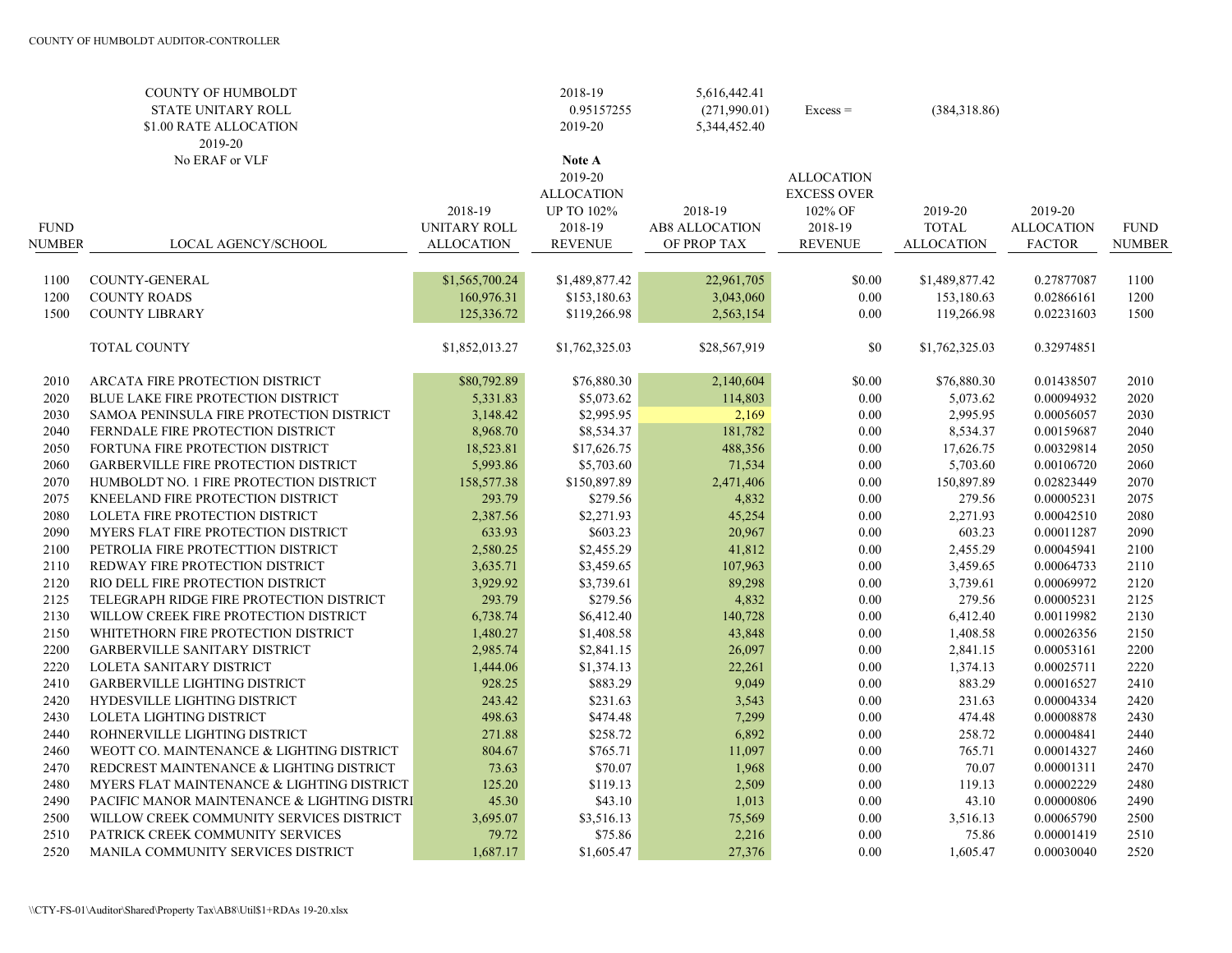COUNTY OF HUMBOLDT AUDITOR-CONTROLLER

| | | | | | | | | |
|---|---|---|---|---|---|---|---|---|
| COUNTY OF HUMBOLDT | | | 2018-19 | 5,616,442.41 | | | | |
| STATE UNITARY ROLL | | | 0.95157255 | (271,990.01) | Excess = | (384,318.86) | | |
| $1.00 RATE ALLOCATION | | | 2019-20 | 5,344,452.40 | | | | |
| 2019-20 | | | | | | | | |
| No ERAF or VLF | | | **Note A** | | | | | |

| FUND NUMBER | LOCAL AGENCY/SCHOOL | 2018-19 UNITARY ROLL ALLOCATION | 2019-20 ALLOCATION UP TO 102% 2018-19 REVENUE | 2018-19 AB8 ALLOCATION OF PROP TAX | ALLOCATION EXCESS OVER 102% OF 2018-19 REVENUE | 2019-20 TOTAL ALLOCATION | 2019-20 ALLOCATION FACTOR | FUND NUMBER |
|---|---|---|---|---|---|---|---|---|
| 1100 | COUNTY-GENERAL | $1,565,700.24 | $1,489,877.42 | 22,961,705 | $0.00 | $1,489,877.42 | 0.27877087 | 1100 |
| 1200 | COUNTY ROADS | 160,976.31 | $153,180.63 | 3,043,060 | 0.00 | 153,180.63 | 0.02866161 | 1200 |
| 1500 | COUNTY LIBRARY | 125,336.72 | $119,266.98 | 2,563,154 | 0.00 | 119,266.98 | 0.02231603 | 1500 |
| | TOTAL COUNTY | $1,852,013.27 | $1,762,325.03 | $28,567,919 | $0 | $1,762,325.03 | 0.32974851 | |
| 2010 | ARCATA FIRE PROTECTION DISTRICT | $80,792.89 | $76,880.30 | 2,140,604 | $0.00 | $76,880.30 | 0.01438507 | 2010 |
| 2020 | BLUE LAKE FIRE PROTECTION DISTRICT | 5,331.83 | $5,073.62 | 114,803 | 0.00 | 5,073.62 | 0.00094932 | 2020 |
| 2030 | SAMOA PENINSULA FIRE PROTECTION DISTRICT | 3,148.42 | $2,995.95 | 2,169 | 0.00 | 2,995.95 | 0.00056057 | 2030 |
| 2040 | FERNDALE FIRE PROTECTION DISTRICT | 8,968.70 | $8,534.37 | 181,782 | 0.00 | 8,534.37 | 0.00159687 | 2040 |
| 2050 | FORTUNA FIRE PROTECTION DISTRICT | 18,523.81 | $17,626.75 | 488,356 | 0.00 | 17,626.75 | 0.00329814 | 2050 |
| 2060 | GARBERVILLE FIRE PROTECTION DISTRICT | 5,993.86 | $5,703.60 | 71,534 | 0.00 | 5,703.60 | 0.00106720 | 2060 |
| 2070 | HUMBOLDT NO. 1 FIRE PROTECTION DISTRICT | 158,577.38 | $150,897.89 | 2,471,406 | 0.00 | 150,897.89 | 0.02823449 | 2070 |
| 2075 | KNEELAND FIRE PROTECTION DISTRICT | 293.79 | $279.56 | 4,832 | 0.00 | 279.56 | 0.00005231 | 2075 |
| 2080 | LOLETA FIRE PROTECTION DISTRICT | 2,387.56 | $2,271.93 | 45,254 | 0.00 | 2,271.93 | 0.00042510 | 2080 |
| 2090 | MYERS FLAT FIRE PROTECTION DISTRICT | 633.93 | $603.23 | 20,967 | 0.00 | 603.23 | 0.00011287 | 2090 |
| 2100 | PETROLIA FIRE PROTECTTION DISTRICT | 2,580.25 | $2,455.29 | 41,812 | 0.00 | 2,455.29 | 0.00045941 | 2100 |
| 2110 | REDWAY FIRE PROTECTION DISTRICT | 3,635.71 | $3,459.65 | 107,963 | 0.00 | 3,459.65 | 0.00064733 | 2110 |
| 2120 | RIO DELL FIRE PROTECTION DISTRICT | 3,929.92 | $3,739.61 | 89,298 | 0.00 | 3,739.61 | 0.00069972 | 2120 |
| 2125 | TELEGRAPH RIDGE FIRE PROTECTION DISTRICT | 293.79 | $279.56 | 4,832 | 0.00 | 279.56 | 0.00005231 | 2125 |
| 2130 | WILLOW CREEK FIRE PROTECTION DISTRICT | 6,738.74 | $6,412.40 | 140,728 | 0.00 | 6,412.40 | 0.00119982 | 2130 |
| 2150 | WHITETHORN FIRE PROTECTION DISTRICT | 1,480.27 | $1,408.58 | 43,848 | 0.00 | 1,408.58 | 0.00026356 | 2150 |
| 2200 | GARBERVILLE SANITARY DISTRICT | 2,985.74 | $2,841.15 | 26,097 | 0.00 | 2,841.15 | 0.00053161 | 2200 |
| 2220 | LOLETA SANITARY DISTRICT | 1,444.06 | $1,374.13 | 22,261 | 0.00 | 1,374.13 | 0.00025711 | 2220 |
| 2410 | GARBERVILLE LIGHTING DISTRICT | 928.25 | $883.29 | 9,049 | 0.00 | 883.29 | 0.00016527 | 2410 |
| 2420 | HYDESVILLE LIGHTING DISTRICT | 243.42 | $231.63 | 3,543 | 0.00 | 231.63 | 0.00004334 | 2420 |
| 2430 | LOLETA LIGHTING DISTRICT | 498.63 | $474.48 | 7,299 | 0.00 | 474.48 | 0.00008878 | 2430 |
| 2440 | ROHNERVILLE LIGHTING DISTRICT | 271.88 | $258.72 | 6,892 | 0.00 | 258.72 | 0.00004841 | 2440 |
| 2460 | WEOTT CO. MAINTENANCE & LIGHTING DISTRICT | 804.67 | $765.71 | 11,097 | 0.00 | 765.71 | 0.00014327 | 2460 |
| 2470 | REDCREST MAINTENANCE & LIGHTING DISTRICT | 73.63 | $70.07 | 1,968 | 0.00 | 70.07 | 0.00001311 | 2470 |
| 2480 | MYERS FLAT MAINTENANCE & LIGHTING DISTRICT | 125.20 | $119.13 | 2,509 | 0.00 | 119.13 | 0.00002229 | 2480 |
| 2490 | PACIFIC MANOR MAINTENANCE & LIGHTING DISTRI | 45.30 | $43.10 | 1,013 | 0.00 | 43.10 | 0.00000806 | 2490 |
| 2500 | WILLOW CREEK COMMUNITY SERVICES DISTRICT | 3,695.07 | $3,516.13 | 75,569 | 0.00 | 3,516.13 | 0.00065790 | 2500 |
| 2510 | PATRICK CREEK COMMUNITY SERVICES | 79.72 | $75.86 | 2,216 | 0.00 | 75.86 | 0.00001419 | 2510 |
| 2520 | MANILA COMMUNITY SERVICES DISTRICT | 1,687.17 | $1,605.47 | 27,376 | 0.00 | 1,605.47 | 0.00030040 | 2520 |

\\CTY-FS-01\Auditor\Shared\Property Tax\AB8\Util$1+RDAs 19-20.xlsx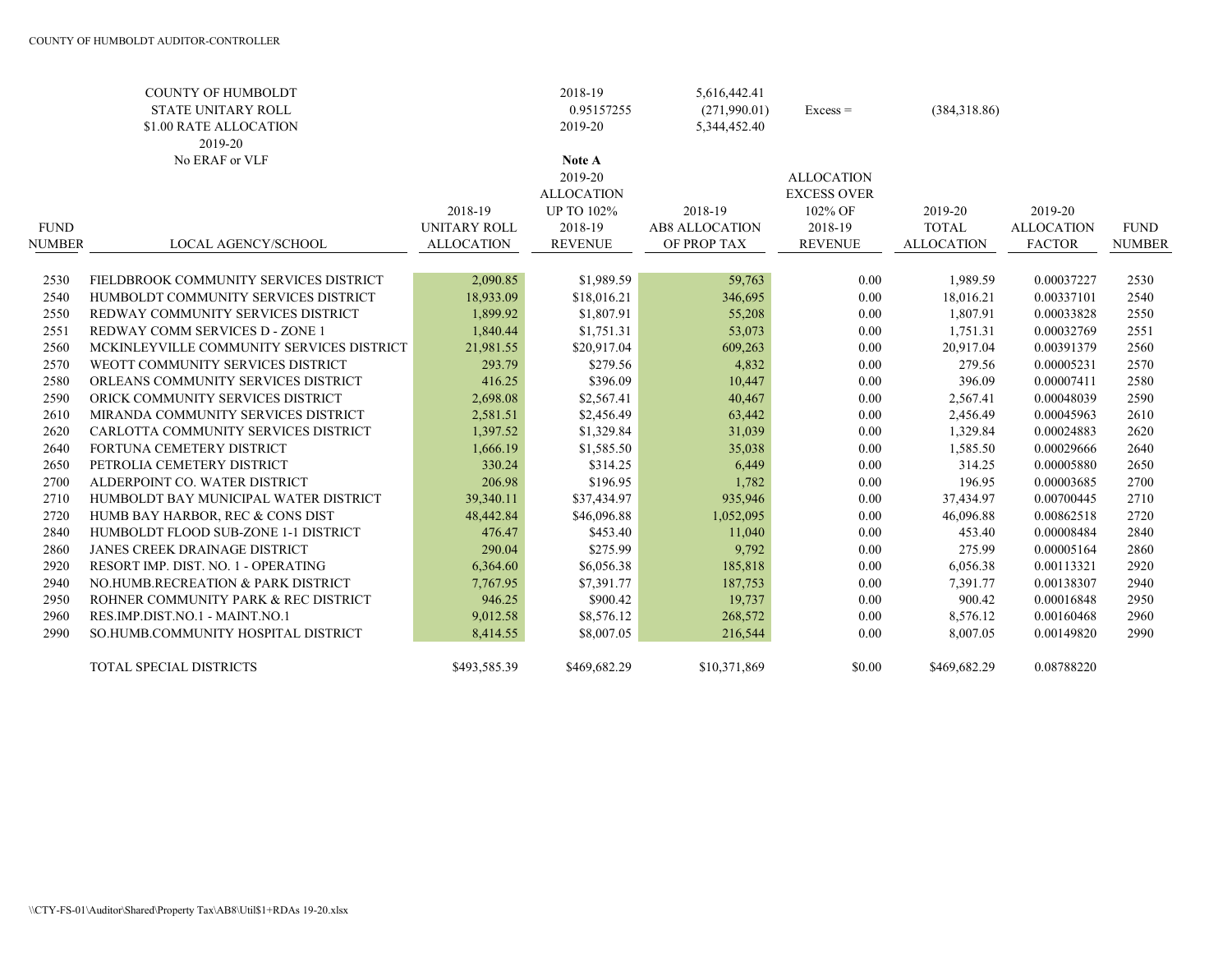COUNTY OF HUMBOLDT AUDITOR-CONTROLLER

COUNTY OF HUMBOLDT
STATE UNITARY ROLL
$1.00 RATE ALLOCATION
2019-20
No ERAF or VLF

| | | | |
|---|---|---|---|
| 2018-19 | 5,616,442.41 | | |
| 0.95157255 | (271,990.01) | Excess = | (384,318.86) |
| 2019-20 | 5,344,452.40 | | |

| FUND NUMBER | LOCAL AGENCY/SCHOOL | 2018-19 UNITARY ROLL ALLOCATION | Note A 2019-20 ALLOCATION UP TO 102% 2018-19 REVENUE | 2018-19 AB8 ALLOCATION OF PROP TAX | ALLOCATION EXCESS OVER 102% OF 2018-19 REVENUE | 2019-20 TOTAL ALLOCATION | 2019-20 ALLOCATION FACTOR | FUND NUMBER |
|---|---|---|---|---|---|---|---|---|
| 2530 | FIELDBROOK COMMUNITY SERVICES DISTRICT | 2,090.85 | $1,989.59 | 59,763 | 0.00 | 1,989.59 | 0.00037227 | 2530 |
| 2540 | HUMBOLDT COMMUNITY SERVICES DISTRICT | 18,933.09 | $18,016.21 | 346,695 | 0.00 | 18,016.21 | 0.00337101 | 2540 |
| 2550 | REDWAY COMMUNITY SERVICES DISTRICT | 1,899.92 | $1,807.91 | 55,208 | 0.00 | 1,807.91 | 0.00033828 | 2550 |
| 2551 | REDWAY COMM SERVICES D - ZONE 1 | 1,840.44 | $1,751.31 | 53,073 | 0.00 | 1,751.31 | 0.00032769 | 2551 |
| 2560 | MCKINLEYVILLE COMMUNITY SERVICES DISTRICT | 21,981.55 | $20,917.04 | 609,263 | 0.00 | 20,917.04 | 0.00391379 | 2560 |
| 2570 | WEOTT COMMUNITY SERVICES DISTRICT | 293.79 | $279.56 | 4,832 | 0.00 | 279.56 | 0.00005231 | 2570 |
| 2580 | ORLEANS COMMUNITY SERVICES DISTRICT | 416.25 | $396.09 | 10,447 | 0.00 | 396.09 | 0.00007411 | 2580 |
| 2590 | ORICK COMMUNITY SERVICES DISTRICT | 2,698.08 | $2,567.41 | 40,467 | 0.00 | 2,567.41 | 0.00048039 | 2590 |
| 2610 | MIRANDA COMMUNITY SERVICES DISTRICT | 2,581.51 | $2,456.49 | 63,442 | 0.00 | 2,456.49 | 0.00045963 | 2610 |
| 2620 | CARLOTTA COMMUNITY SERVICES DISTRICT | 1,397.52 | $1,329.84 | 31,039 | 0.00 | 1,329.84 | 0.00024883 | 2620 |
| 2640 | FORTUNA CEMETERY DISTRICT | 1,666.19 | $1,585.50 | 35,038 | 0.00 | 1,585.50 | 0.00029666 | 2640 |
| 2650 | PETROLIA CEMETERY DISTRICT | 330.24 | $314.25 | 6,449 | 0.00 | 314.25 | 0.00005880 | 2650 |
| 2700 | ALDERPOINT CO. WATER DISTRICT | 206.98 | $196.95 | 1,782 | 0.00 | 196.95 | 0.00003685 | 2700 |
| 2710 | HUMBOLDT BAY MUNICIPAL WATER DISTRICT | 39,340.11 | $37,434.97 | 935,946 | 0.00 | 37,434.97 | 0.00700445 | 2710 |
| 2720 | HUMB BAY HARBOR, REC & CONS DIST | 48,442.84 | $46,096.88 | 1,052,095 | 0.00 | 46,096.88 | 0.00862518 | 2720 |
| 2840 | HUMBOLDT FLOOD SUB-ZONE 1-1 DISTRICT | 476.47 | $453.40 | 11,040 | 0.00 | 453.40 | 0.00008484 | 2840 |
| 2860 | JANES CREEK DRAINAGE DISTRICT | 290.04 | $275.99 | 9,792 | 0.00 | 275.99 | 0.00005164 | 2860 |
| 2920 | RESORT IMP. DIST. NO. 1 - OPERATING | 6,364.60 | $6,056.38 | 185,818 | 0.00 | 6,056.38 | 0.00113321 | 2920 |
| 2940 | NO.HUMB.RECREATION & PARK DISTRICT | 7,767.95 | $7,391.77 | 187,753 | 0.00 | 7,391.77 | 0.00138307 | 2940 |
| 2950 | ROHNER COMMUNITY PARK & REC DISTRICT | 946.25 | $900.42 | 19,737 | 0.00 | 900.42 | 0.00016848 | 2950 |
| 2960 | RES.IMP.DIST.NO.1 - MAINT.NO.1 | 9,012.58 | $8,576.12 | 268,572 | 0.00 | 8,576.12 | 0.00160468 | 2960 |
| 2990 | SO.HUMB.COMMUNITY HOSPITAL DISTRICT | 8,414.55 | $8,007.05 | 216,544 | 0.00 | 8,007.05 | 0.00149820 | 2990 |
| | TOTAL SPECIAL DISTRICTS | $493,585.39 | $469,682.29 | $10,371,869 | $0.00 | $469,682.29 | 0.08788220 | |

\\CTY-FS-01\Auditor\Shared\Property Tax\AB8\Util$1+RDAs 19-20.xlsx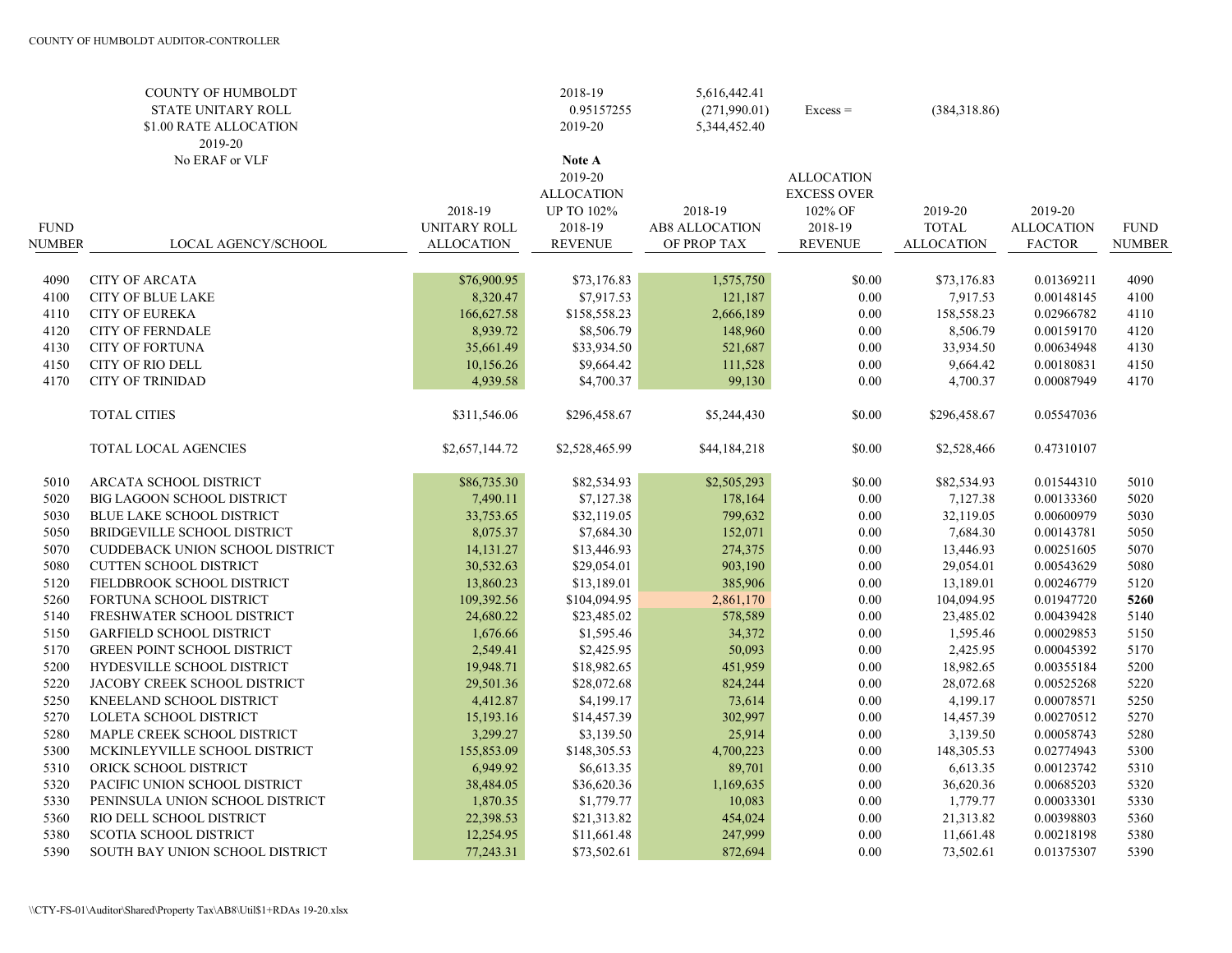COUNTY OF HUMBOLDT AUDITOR-CONTROLLER

| COUNTY OF HUMBOLDT | | 2018-19 | 5,616,442.41 | | |
|---|---|---|---|---|---|
| STATE UNITARY ROLL | | 0.95157255 | (271,990.01) | Excess = | (384,318.86) |
| $1.00 RATE ALLOCATION | | 2019-20 | 5,344,452.40 | | |
| 2019-20 | | | | | |
| No ERAF or VLF | | | | | |

| FUND NUMBER | LOCAL AGENCY/SCHOOL | 2018-19 UNITARY ROLL ALLOCATION | Note A 2019-20 ALLOCATION UP TO 102% 2018-19 REVENUE | 2018-19 AB8 ALLOCATION OF PROP TAX | ALLOCATION EXCESS OVER 102% OF 2018-19 REVENUE | 2019-20 TOTAL ALLOCATION | 2019-20 ALLOCATION FACTOR | FUND NUMBER |
|---|---|---|---|---|---|---|---|---|
| 4090 | CITY OF ARCATA | $76,900.95 | $73,176.83 | 1,575,750 | $0.00 | $73,176.83 | 0.01369211 | 4090 |
| 4100 | CITY OF BLUE LAKE | 8,320.47 | $7,917.53 | 121,187 | 0.00 | 7,917.53 | 0.00148145 | 4100 |
| 4110 | CITY OF EUREKA | 166,627.58 | $158,558.23 | 2,666,189 | 0.00 | 158,558.23 | 0.02966782 | 4110 |
| 4120 | CITY OF FERNDALE | 8,939.72 | $8,506.79 | 148,960 | 0.00 | 8,506.79 | 0.00159170 | 4120 |
| 4130 | CITY OF FORTUNA | 35,661.49 | $33,934.50 | 521,687 | 0.00 | 33,934.50 | 0.00634948 | 4130 |
| 4150 | CITY OF RIO DELL | 10,156.26 | $9,664.42 | 111,528 | 0.00 | 9,664.42 | 0.00180831 | 4150 |
| 4170 | CITY OF TRINIDAD | 4,939.58 | $4,700.37 | 99,130 | 0.00 | 4,700.37 | 0.00087949 | 4170 |
| | TOTAL CITIES | $311,546.06 | $296,458.67 | $5,244,430 | $0.00 | $296,458.67 | 0.05547036 | |
| | TOTAL LOCAL AGENCIES | $2,657,144.72 | $2,528,465.99 | $44,184,218 | $0.00 | $2,528,466 | 0.47310107 | |
| 5010 | ARCATA SCHOOL DISTRICT | $86,735.30 | $82,534.93 | $2,505,293 | $0.00 | $82,534.93 | 0.01544310 | 5010 |
| 5020 | BIG LAGOON SCHOOL DISTRICT | 7,490.11 | $7,127.38 | 178,164 | 0.00 | 7,127.38 | 0.00133360 | 5020 |
| 5030 | BLUE LAKE SCHOOL DISTRICT | 33,753.65 | $32,119.05 | 799,632 | 0.00 | 32,119.05 | 0.00600979 | 5030 |
| 5050 | BRIDGEVILLE SCHOOL DISTRICT | 8,075.37 | $7,684.30 | 152,071 | 0.00 | 7,684.30 | 0.00143781 | 5050 |
| 5070 | CUDDEBACK UNION SCHOOL DISTRICT | 14,131.27 | $13,446.93 | 274,375 | 0.00 | 13,446.93 | 0.00251605 | 5070 |
| 5080 | CUTTEN SCHOOL DISTRICT | 30,532.63 | $29,054.01 | 903,190 | 0.00 | 29,054.01 | 0.00543629 | 5080 |
| 5120 | FIELDBROOK SCHOOL DISTRICT | 13,860.23 | $13,189.01 | 385,906 | 0.00 | 13,189.01 | 0.00246779 | 5120 |
| 5260 | FORTUNA SCHOOL DISTRICT | 109,392.56 | $104,094.95 | 2,861,170 | 0.00 | 104,094.95 | 0.01947720 | **5260** |
| 5140 | FRESHWATER SCHOOL DISTRICT | 24,680.22 | $23,485.02 | 578,589 | 0.00 | 23,485.02 | 0.00439428 | 5140 |
| 5150 | GARFIELD SCHOOL DISTRICT | 1,676.66 | $1,595.46 | 34,372 | 0.00 | 1,595.46 | 0.00029853 | 5150 |
| 5170 | GREEN POINT SCHOOL DISTRICT | 2,549.41 | $2,425.95 | 50,093 | 0.00 | 2,425.95 | 0.00045392 | 5170 |
| 5200 | HYDESVILLE SCHOOL DISTRICT | 19,948.71 | $18,982.65 | 451,959 | 0.00 | 18,982.65 | 0.00355184 | 5200 |
| 5220 | JACOBY CREEK SCHOOL DISTRICT | 29,501.36 | $28,072.68 | 824,244 | 0.00 | 28,072.68 | 0.00525268 | 5220 |
| 5250 | KNEELAND SCHOOL DISTRICT | 4,412.87 | $4,199.17 | 73,614 | 0.00 | 4,199.17 | 0.00078571 | 5250 |
| 5270 | LOLETA SCHOOL DISTRICT | 15,193.16 | $14,457.39 | 302,997 | 0.00 | 14,457.39 | 0.00270512 | 5270 |
| 5280 | MAPLE CREEK SCHOOL DISTRICT | 3,299.27 | $3,139.50 | 25,914 | 0.00 | 3,139.50 | 0.00058743 | 5280 |
| 5300 | MCKINLEYVILLE SCHOOL DISTRICT | 155,853.09 | $148,305.53 | 4,700,223 | 0.00 | 148,305.53 | 0.02774943 | 5300 |
| 5310 | ORICK SCHOOL DISTRICT | 6,949.92 | $6,613.35 | 89,701 | 0.00 | 6,613.35 | 0.00123742 | 5310 |
| 5320 | PACIFIC UNION SCHOOL DISTRICT | 38,484.05 | $36,620.36 | 1,169,635 | 0.00 | 36,620.36 | 0.00685203 | 5320 |
| 5330 | PENINSULA UNION SCHOOL DISTRICT | 1,870.35 | $1,779.77 | 10,083 | 0.00 | 1,779.77 | 0.00033301 | 5330 |
| 5360 | RIO DELL SCHOOL DISTRICT | 22,398.53 | $21,313.82 | 454,024 | 0.00 | 21,313.82 | 0.00398803 | 5360 |
| 5380 | SCOTIA SCHOOL DISTRICT | 12,254.95 | $11,661.48 | 247,999 | 0.00 | 11,661.48 | 0.00218198 | 5380 |
| 5390 | SOUTH BAY UNION SCHOOL DISTRICT | 77,243.31 | $73,502.61 | 872,694 | 0.00 | 73,502.61 | 0.01375307 | 5390 |

\\CTY-FS-01\Auditor\Shared\Property Tax\AB8\Util$1+RDAs 19-20.xlsx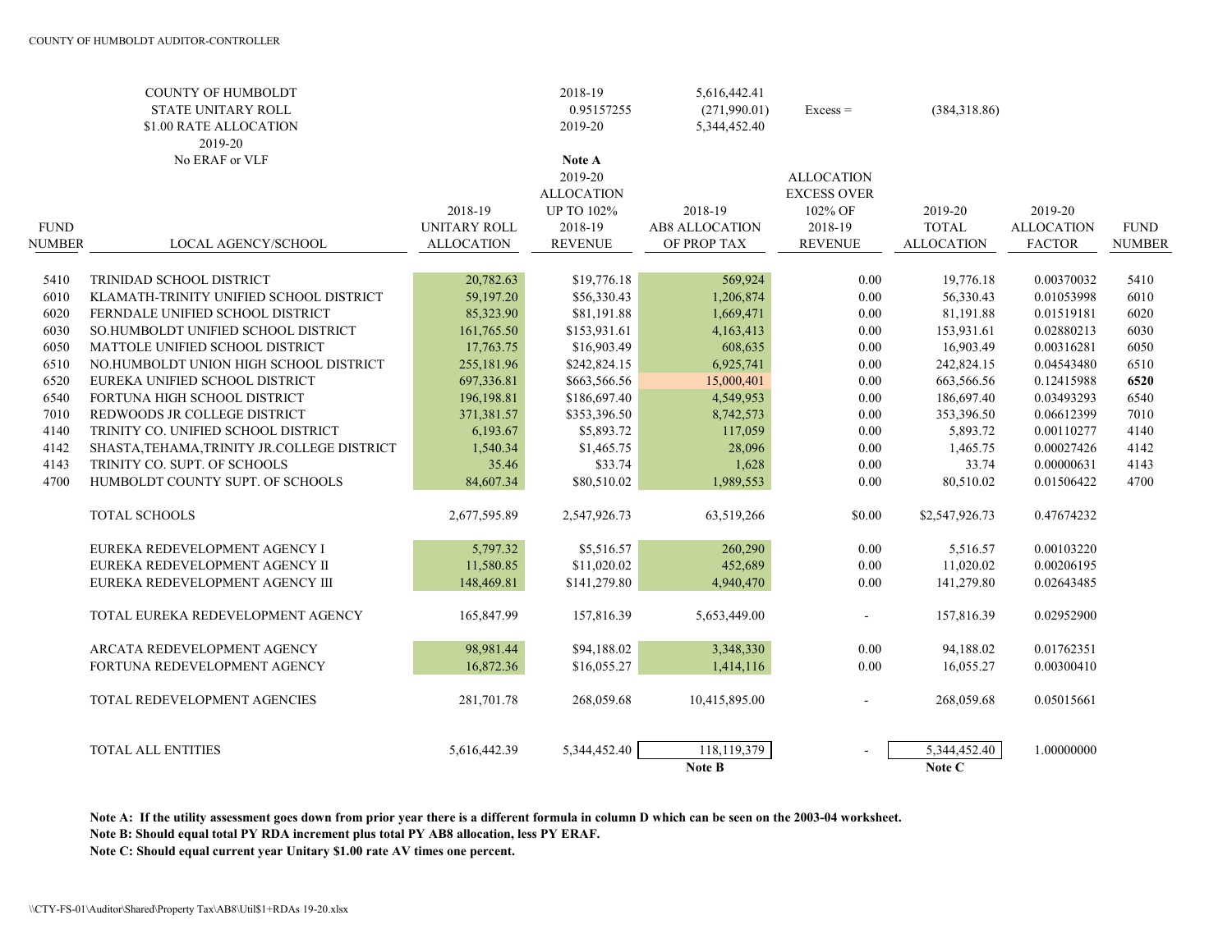COUNTY OF HUMBOLDT AUDITOR-CONTROLLER

| | | | | | |
|---|---|---|---|---|---|
| COUNTY OF HUMBOLDT | 2018-19 | 5,616,442.41 | | | |
| STATE UNITARY ROLL | 0.95157255 | (271,990.01) | Excess = | (384,318.86) | |
| $1.00 RATE ALLOCATION | 2019-20 | 5,344,452.40 | | | |
| 2019-20 | | | | | |
| No ERAF or VLF | | | | | |

| FUND NUMBER | LOCAL AGENCY/SCHOOL | 2018-19 UNITARY ROLL ALLOCATION | Note A 2019-20 ALLOCATION UP TO 102% 2018-19 REVENUE | 2018-19 AB8 ALLOCATION OF PROP TAX | ALLOCATION EXCESS OVER 102% OF 2018-19 REVENUE | 2019-20 TOTAL ALLOCATION | 2019-20 ALLOCATION FACTOR | FUND NUMBER |
|---|---|---|---|---|---|---|---|---|
| 5410 | TRINIDAD SCHOOL DISTRICT | 20,782.63 | $19,776.18 | 569,924 | 0.00 | 19,776.18 | 0.00370032 | 5410 |
| 6010 | KLAMATH-TRINITY UNIFIED SCHOOL DISTRICT | 59,197.20 | $56,330.43 | 1,206,874 | 0.00 | 56,330.43 | 0.01053998 | 6010 |
| 6020 | FERNDALE UNIFIED SCHOOL DISTRICT | 85,323.90 | $81,191.88 | 1,669,471 | 0.00 | 81,191.88 | 0.01519181 | 6020 |
| 6030 | SO.HUMBOLDT UNIFIED SCHOOL DISTRICT | 161,765.50 | $153,931.61 | 4,163,413 | 0.00 | 153,931.61 | 0.02880213 | 6030 |
| 6050 | MATTOLE UNIFIED SCHOOL DISTRICT | 17,763.75 | $16,903.49 | 608,635 | 0.00 | 16,903.49 | 0.00316281 | 6050 |
| 6510 | NO.HUMBOLDT UNION HIGH SCHOOL DISTRICT | 255,181.96 | $242,824.15 | 6,925,741 | 0.00 | 242,824.15 | 0.04543480 | 6510 |
| 6520 | EUREKA UNIFIED SCHOOL DISTRICT | 697,336.81 | $663,566.56 | 15,000,401 | 0.00 | 663,566.56 | 0.12415988 | **6520** |
| 6540 | FORTUNA HIGH SCHOOL DISTRICT | 196,198.81 | $186,697.40 | 4,549,953 | 0.00 | 186,697.40 | 0.03493293 | 6540 |
| 7010 | REDWOODS JR COLLEGE DISTRICT | 371,381.57 | $353,396.50 | 8,742,573 | 0.00 | 353,396.50 | 0.06612399 | 7010 |
| 4140 | TRINITY CO. UNIFIED SCHOOL DISTRICT | 6,193.67 | $5,893.72 | 117,059 | 0.00 | 5,893.72 | 0.00110277 | 4140 |
| 4142 | SHASTA,TEHAMA,TRINITY JR.COLLEGE DISTRICT | 1,540.34 | $1,465.75 | 28,096 | 0.00 | 1,465.75 | 0.00027426 | 4142 |
| 4143 | TRINITY CO. SUPT. OF SCHOOLS | 35.46 | $33.74 | 1,628 | 0.00 | 33.74 | 0.00000631 | 4143 |
| 4700 | HUMBOLDT COUNTY SUPT. OF SCHOOLS | 84,607.34 | $80,510.02 | 1,989,553 | 0.00 | 80,510.02 | 0.01506422 | 4700 |
| | TOTAL SCHOOLS | 2,677,595.89 | 2,547,926.73 | 63,519,266 | $0.00 | $2,547,926.73 | 0.47674232 | |
| | EUREKA REDEVELOPMENT AGENCY I | 5,797.32 | $5,516.57 | 260,290 | 0.00 | 5,516.57 | 0.00103220 | |
| | EUREKA REDEVELOPMENT AGENCY II | 11,580.85 | $11,020.02 | 452,689 | 0.00 | 11,020.02 | 0.00206195 | |
| | EUREKA REDEVELOPMENT AGENCY III | 148,469.81 | $141,279.80 | 4,940,470 | 0.00 | 141,279.80 | 0.02643485 | |
| | TOTAL EUREKA REDEVELOPMENT AGENCY | 165,847.99 | 157,816.39 | 5,653,449.00 | - | 157,816.39 | 0.02952900 | |
| | ARCATA REDEVELOPMENT AGENCY | 98,981.44 | $94,188.02 | 3,348,330 | 0.00 | 94,188.02 | 0.01762351 | |
| | FORTUNA REDEVELOPMENT AGENCY | 16,872.36 | $16,055.27 | 1,414,116 | 0.00 | 16,055.27 | 0.00300410 | |
| | TOTAL REDEVELOPMENT AGENCIES | 281,701.78 | 268,059.68 | 10,415,895.00 | - | 268,059.68 | 0.05015661 | |
| | TOTAL ALL ENTITIES | 5,616,442.39 | 5,344,452.40 | 118,119,379 **Note B** | - | 5,344,452.40 **Note C** | 1.00000000 | |

**Note A: If the utility assessment goes down from prior year there is a different formula in column D which can be seen on the 2003-04 worksheet.**

**Note B: Should equal total PY RDA increment plus total PY AB8 allocation, less PY ERAF.**

**Note C: Should equal current year Unitary $1.00 rate AV times one percent.**

\\CTY-FS-01\Auditor\Shared\Property Tax\AB8\Util$1+RDAs 19-20.xlsx